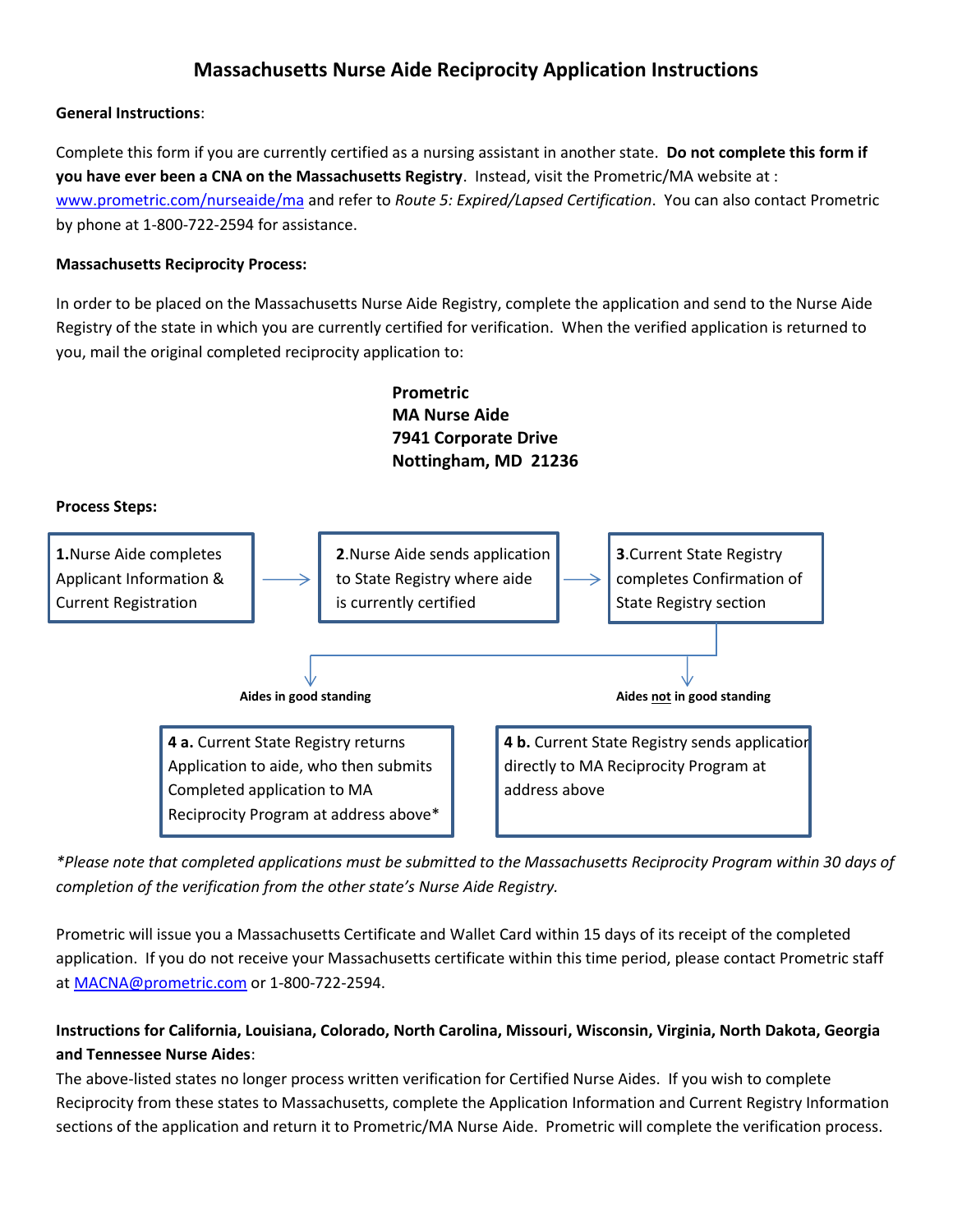# Massachusetts Nurse Aide Reciprocity Application Instructions

**General Instructions**:

Complete this form if you are currently certified as a nursing assistant in another state. **Do not complete this form if you have ever been a CNA on the Massachusetts Registry**. Instead, visit the Prometric/MA website at : [www.prometric.com/nurseaide/ma](http://www.prometric.com/nurseaide/ma) and refer to *Route 5: Expired/Lapsed Certification*. You can also contact Prometric by phone at 1-800-722-2594 for assistance.

**Massachusetts Reciprocity Process:**

In order to be placed on the Massachusetts Nurse Aide Registry, complete the application and send to the Nurse Aide Registry of the state in which you are currently certified for verification. When the verified application is returned to you, mail the original completed reciprocity application to:

**Prometric**
**MA Nurse Aide**
**7941 Corporate Drive**
**Nottingham, MD 21236**

**Process Steps:**

**1.** Nurse Aide completes Applicant Information & Current Registration → **2.** Nurse Aide sends application to State Registry where aide is currently certified → **3.** Current State Registry completes Confirmation of State Registry section

**Aides in good standing**

**4 a.** Current State Registry returns Application to aide, who then submits Completed application to MA Reciprocity Program at address above*

**Aides not in good standing**

**4 b.** Current State Registry sends application directly to MA Reciprocity Program at address above

*\*Please note that completed applications must be submitted to the Massachusetts Reciprocity Program within 30 days of completion of the verification from the other state's Nurse Aide Registry.*

Prometric will issue you a Massachusetts Certificate and Wallet Card within 15 days of its receipt of the completed application. If you do not receive your Massachusetts certificate within this time period, please contact Prometric staff at [MACNA@prometric.com](mailto:MACNA@prometric.com) or 1-800-722-2594.

**Instructions for California, Louisiana, Colorado, North Carolina, Missouri, Wisconsin, Virginia, North Dakota, Georgia and Tennessee Nurse Aides**:

The above-listed states no longer process written verification for Certified Nurse Aides. If you wish to complete Reciprocity from these states to Massachusetts, complete the Application Information and Current Registry Information sections of the application and return it to Prometric/MA Nurse Aide. Prometric will complete the verification process.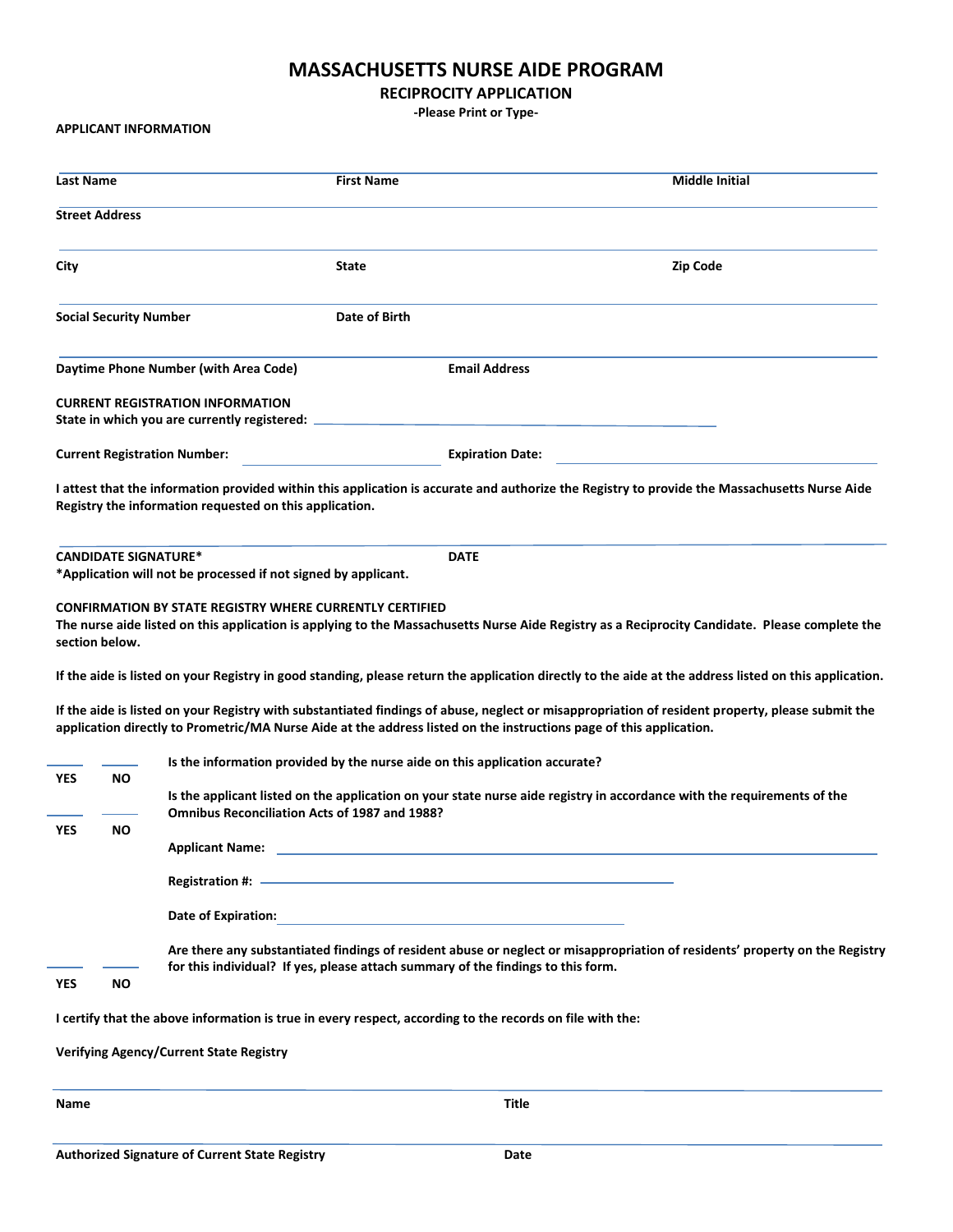# MASSACHUSETTS NURSE AIDE PROGRAM

## RECIPROCITY APPLICATION

**-Please Print or Type-**

**APPLICANT INFORMATION**

| **Last Name** | **First Name** | **Middle Initial** |
|---|---|---|

**Street Address**

| **City** | **State** | **Zip Code** |
|---|---|---|

| **Social Security Number** | **Date of Birth** |
|---|---|

| **Daytime Phone Number (with Area Code)** | **Email Address** |
|---|---|

**CURRENT REGISTRATION INFORMATION**

**State in which you are currently registered:** ______________________________

**Current Registration Number:** ____________________ **Expiration Date:** ____________________

**I attest that the information provided within this application is accurate and authorize the Registry to provide the Massachusetts Nurse Aide Registry the information requested on this application.**

| **CANDIDATE SIGNATURE*** | **DATE** |
|---|---|

***Application will not be processed if not signed by applicant.**

**CONFIRMATION BY STATE REGISTRY WHERE CURRENTLY CERTIFIED**

**The nurse aide listed on this application is applying to the Massachusetts Nurse Aide Registry as a Reciprocity Candidate. Please complete the section below.**

**If the aide is listed on your Registry in good standing, please return the application directly to the aide at the address listed on this application.**

**If the aide is listed on your Registry with substantiated findings of abuse, neglect or misappropriation of resident property, please submit the application directly to Prometric/MA Nurse Aide at the address listed on the instructions page of this application.**

____ **YES** ____ **NO** **Is the information provided by the nurse aide on this application accurate?**

____ **YES** ____ **NO** **Is the applicant listed on the application on your state nurse aide registry in accordance with the requirements of the Omnibus Reconciliation Acts of 1987 and 1988?**

**Applicant Name:** ______________________________

**Registration #:** ______________________________

**Date of Expiration:** ______________________________

____ **YES** ____ **NO** **Are there any substantiated findings of resident abuse or neglect or misappropriation of residents' property on the Registry for this individual? If yes, please attach summary of the findings to this form.**

**I certify that the above information is true in every respect, according to the records on file with the:**

**Verifying Agency/Current State Registry**

| **Name** | **Title** |
|---|---|

| **Authorized Signature of Current State Registry** | **Date** |
|---|---|